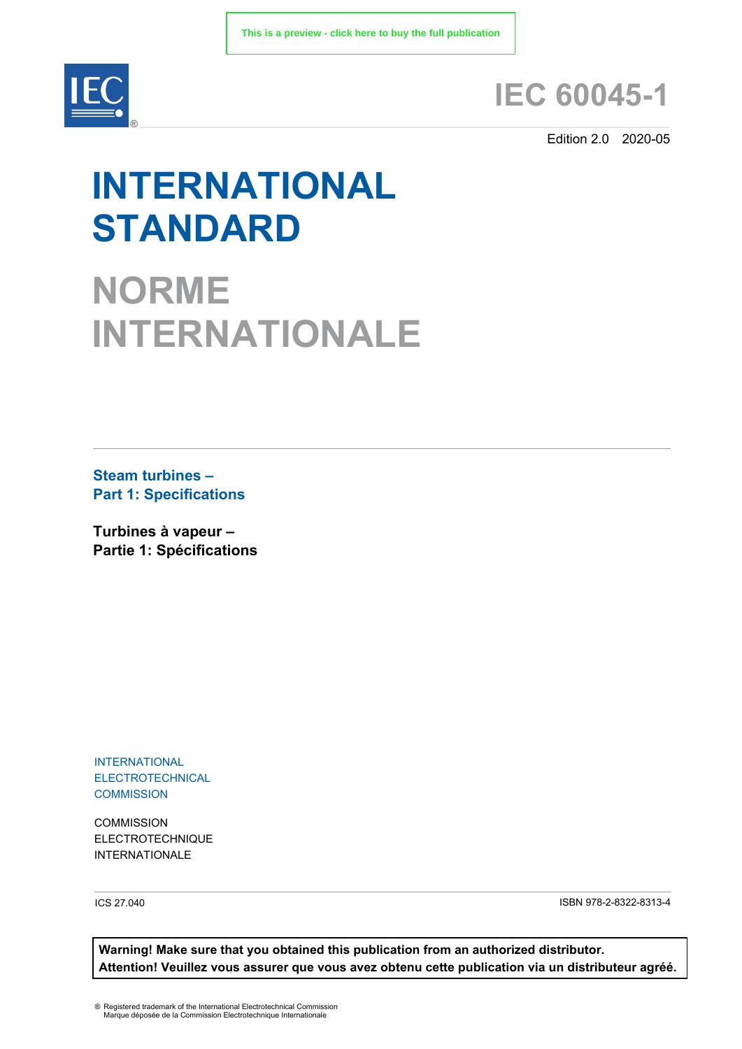This is a preview - click here to buy the full publication

# IEC 60045-1

Edition 2.0 2020-05

# INTERNATIONAL STANDARD

# NORME INTERNATIONALE

## Steam turbines –
## Part 1: Specifications

## Turbines à vapeur –
## Partie 1: Spécifications

INTERNATIONAL
ELECTROTECHNICAL
COMMISSION

COMMISSION
ELECTROTECHNIQUE
INTERNATIONALE

ICS 27.040

ISBN 978-2-8322-8313-4

**Warning! Make sure that you obtained this publication from an authorized distributor.**
**Attention! Veuillez vous assurer que vous avez obtenu cette publication via un distributeur agréé.**

® Registered trademark of the International Electrotechnical Commission
Marque déposée de la Commission Electrotechnique Internationale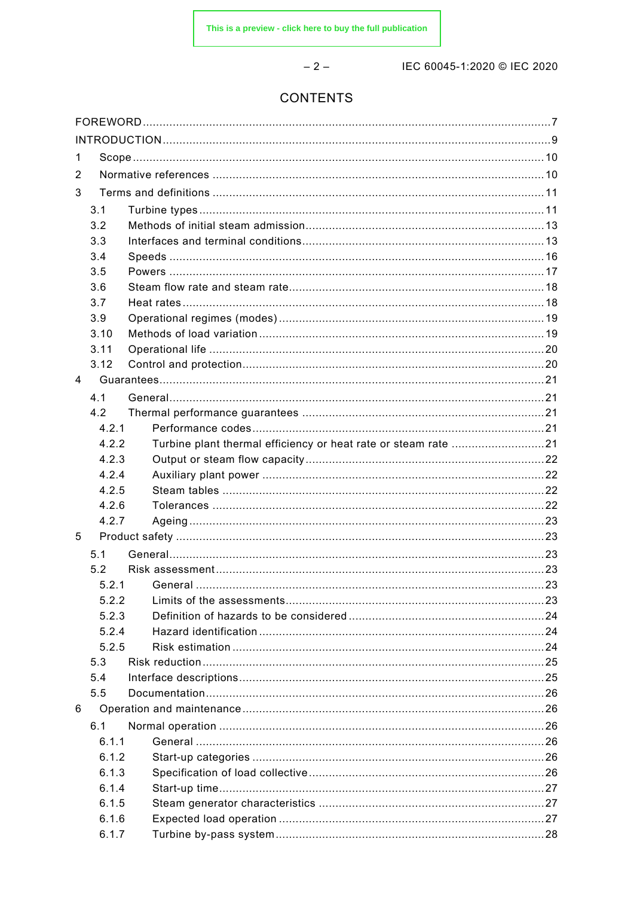# CONTENTS

FOREWORD .......................................................................................................................... 7
INTRODUCTION .................................................................................................................... 9
1 Scope ............................................................................................................................ 10
2 Normative references ..................................................................................................... 10
3 Terms and definitions ..................................................................................................... 11
3.1 Turbine types ........................................................................................................ 11
3.2 Methods of initial steam admission ....................................................................... 13
3.3 Interfaces and terminal conditions ......................................................................... 13
3.4 Speeds ................................................................................................................. 16
3.5 Powers ................................................................................................................. 17
3.6 Steam flow rate and steam rate ............................................................................. 18
3.7 Heat rates ............................................................................................................ 18
3.9 Operational regimes (modes) ................................................................................ 19
3.10 Methods of load variation ...................................................................................... 19
3.11 Operational life ..................................................................................................... 20
3.12 Control and protection ........................................................................................... 20
4 Guarantees .................................................................................................................... 21
4.1 General ................................................................................................................ 21
4.2 Thermal performance guarantees ......................................................................... 21
4.2.1 Performance codes ....................................................................................... 21
4.2.2 Turbine plant thermal efficiency or heat rate or steam rate ............................ 21
4.2.3 Output or steam flow capacity ....................................................................... 22
4.2.4 Auxiliary plant power ..................................................................................... 22
4.2.5 Steam tables ................................................................................................. 22
4.2.6 Tolerances ................................................................................................... 22
4.2.7 Ageing .......................................................................................................... 23
5 Product safety ............................................................................................................... 23
5.1 General ................................................................................................................ 23
5.2 Risk assessment .................................................................................................. 23
5.2.1 General ........................................................................................................ 23
5.2.2 Limits of the assessments ............................................................................. 23
5.2.3 Definition of hazards to be considered ........................................................... 24
5.2.4 Hazard identification ..................................................................................... 24
5.2.5 Risk estimation ............................................................................................. 24
5.3 Risk reduction ...................................................................................................... 25
5.4 Interface descriptions ............................................................................................ 25
5.5 Documentation ..................................................................................................... 26
6 Operation and maintenance ............................................................................................ 26
6.1 Normal operation .................................................................................................. 26
6.1.1 General ........................................................................................................ 26
6.1.2 Start-up categories ........................................................................................ 26
6.1.3 Specification of load collective ...................................................................... 26
6.1.4 Start-up time ................................................................................................. 27
6.1.5 Steam generator characteristics ................................................................... 27
6.1.6 Expected load operation ................................................................................ 27
6.1.7 Turbine by-pass system ................................................................................ 28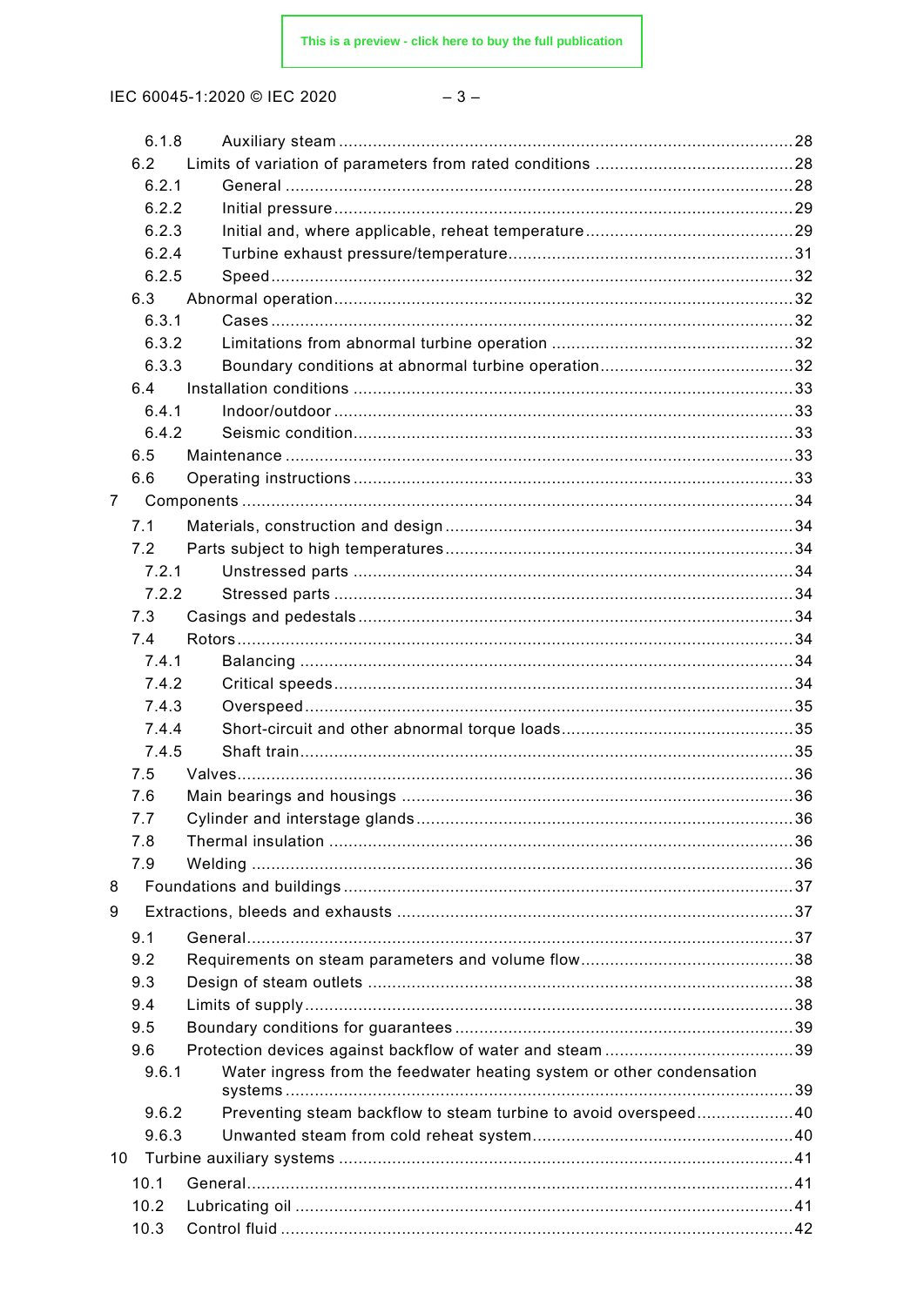6.1.8 Auxiliary steam ....................................................................................... 28
6.2 Limits of variation of parameters from rated conditions ......................................... 28
6.2.1 General ................................................................................................. 28
6.2.2 Initial pressure ........................................................................................ 29
6.2.3 Initial and, where applicable, reheat temperature ........................................... 29
6.2.4 Turbine exhaust pressure/temperature .......................................................... 31
6.2.5 Speed .................................................................................................... 32
6.3 Abnormal operation ............................................................................................. 32
6.3.1 Cases ..................................................................................................... 32
6.3.2 Limitations from abnormal turbine operation ................................................. 32
6.3.3 Boundary conditions at abnormal turbine operation ........................................ 32
6.4 Installation conditions .......................................................................................... 33
6.4.1 Indoor/outdoor .......................................................................................... 33
6.4.2 Seismic condition ....................................................................................... 33
6.5 Maintenance ....................................................................................................... 33
6.6 Operating instructions .......................................................................................... 33
7 Components ................................................................................................................ 34
7.1 Materials, construction and design ....................................................................... 34
7.2 Parts subject to high temperatures ....................................................................... 34
7.2.1 Unstressed parts ....................................................................................... 34
7.2.2 Stressed parts .......................................................................................... 34
7.3 Casings and pedestals ......................................................................................... 34
7.4 Rotors ................................................................................................................ 34
7.4.1 Balancing ................................................................................................ 34
7.4.2 Critical speeds .......................................................................................... 34
7.4.3 Overspeed ............................................................................................... 35
7.4.4 Short-circuit and other abnormal torque loads ................................................ 35
7.4.5 Shaft train ................................................................................................ 35
7.5 Valves ................................................................................................................ 36
7.6 Main bearings and housings ................................................................................ 36
7.7 Cylinder and interstage glands ............................................................................. 36
7.8 Thermal insulation .............................................................................................. 36
7.9 Welding .............................................................................................................. 36
8 Foundations and buildings ............................................................................................ 37
9 Extractions, bleeds and exhausts ................................................................................. 37
9.1 General ............................................................................................................... 37
9.2 Requirements on steam parameters and volume flow ............................................. 38
9.3 Design of steam outlets ....................................................................................... 38
9.4 Limits of supply ................................................................................................... 38
9.5 Boundary conditions for guarantees ...................................................................... 39
9.6 Protection devices against backflow of water and steam ........................................ 39
9.6.1 Water ingress from the feedwater heating system or other condensation systems ..... 39
9.6.2 Preventing steam backflow to steam turbine to avoid overspeed ....................... 40
9.6.3 Unwanted steam from cold reheat system ..................................................... 40
10 Turbine auxiliary systems ............................................................................................ 41
10.1 General ............................................................................................................... 41
10.2 Lubricating oil ..................................................................................................... 41
10.3 Control fluid ........................................................................................................ 42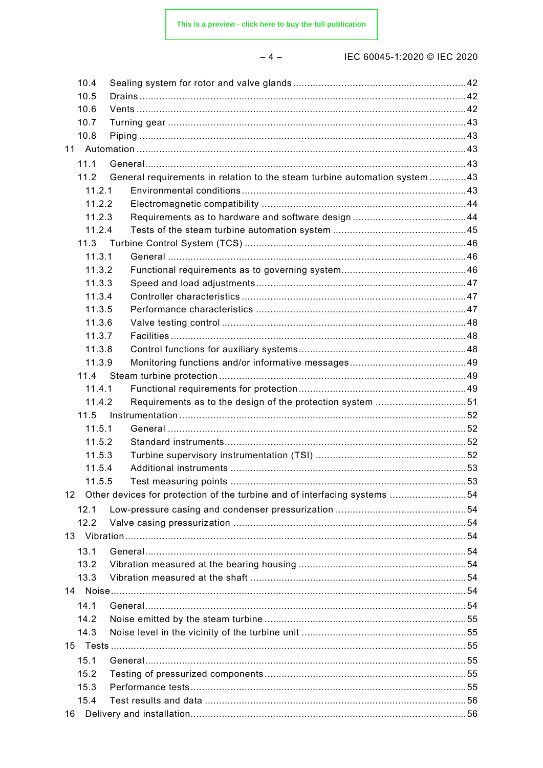10.4 Sealing system for rotor and valve glands ....................................................................42
10.5 Drains ..........................................................................................................................42
10.6 Vents ...........................................................................................................................42
10.7 Turning gear ................................................................................................................43
10.8 Piping ..........................................................................................................................43
11 Automation ..........................................................................................................................43
11.1 General........................................................................................................................43
11.2 General requirements in relation to the steam turbine automation system .............43
11.2.1 Environmental conditions ......................................................................................43
11.2.2 Electromagnetic compatibility ................................................................................44
11.2.3 Requirements as to hardware and software design ...............................................44
11.2.4 Tests of the steam turbine automation system .......................................................45
11.3 Turbine Control System (TCS) .....................................................................................46
11.3.1 General .................................................................................................................46
11.3.2 Functional requirements as to governing system....................................................46
11.3.3 Speed and load adjustments .................................................................................47
11.3.4 Controller characteristics .......................................................................................47
11.3.5 Performance characteristics ..................................................................................47
11.3.6 Valve testing control .............................................................................................48
11.3.7 Facilities ...............................................................................................................48
11.3.8 Control functions for auxiliary systems...................................................................48
11.3.9 Monitoring functions and/or informative messages.................................................49
11.4 Steam turbine protection ..............................................................................................49
11.4.1 Functional requirements for protection ..................................................................49
11.4.2 Requirements as to the design of the protection system ........................................51
11.5 Instrumentation ............................................................................................................52
11.5.1 General .................................................................................................................52
11.5.2 Standard instruments.............................................................................................52
11.5.3 Turbine supervisory instrumentation (TSI) .............................................................52
11.5.4 Additional instruments ..........................................................................................53
11.5.5 Test measuring points ..........................................................................................53
12 Other devices for protection of the turbine and of interfacing systems ..................................54
12.1 Low-pressure casing and condenser pressurization .....................................................54
12.2 Valve casing pressurization .........................................................................................54
13 Vibration ..............................................................................................................................54
13.1 General........................................................................................................................54
13.2 Vibration measured at the bearing housing ..................................................................54
13.3 Vibration measured at the shaft ...................................................................................54
14 Noise ...................................................................................................................................54
14.1 General........................................................................................................................54
14.2 Noise emitted by the steam turbine ..............................................................................55
14.3 Noise level in the vicinity of the turbine unit .................................................................55
15 Tests ...................................................................................................................................55
15.1 General........................................................................................................................55
15.2 Testing of pressurized components..............................................................................55
15.3 Performance tests ........................................................................................................55
15.4 Test results and data ...................................................................................................56
16 Delivery and installation........................................................................................................56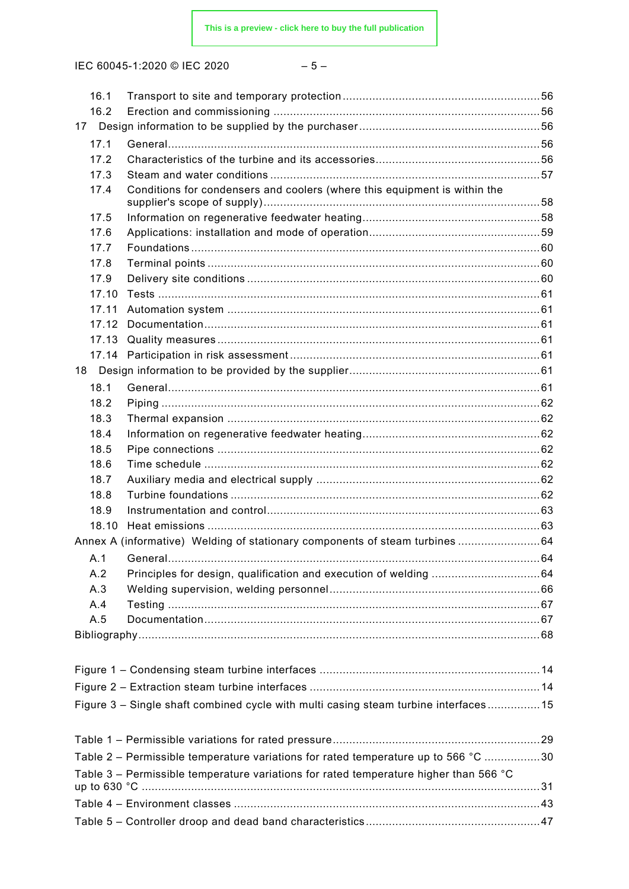16.1 Transport to site and temporary protection ............................................................ 56
16.2 Erection and commissioning ................................................................................. 56
17 Design information to be supplied by the purchaser ....................................................... 56
17.1 General ................................................................................................................. 56
17.2 Characteristics of the turbine and its accessories .................................................. 56
17.3 Steam and water conditions .................................................................................. 57
17.4 Conditions for condensers and coolers (where this equipment is within the supplier's scope of supply) .................................................................................... 58
17.5 Information on regenerative feedwater heating ...................................................... 58
17.6 Applications: installation and mode of operation .................................................... 59
17.7 Foundations .......................................................................................................... 60
17.8 Terminal points ..................................................................................................... 60
17.9 Delivery site conditions ......................................................................................... 60
17.10 Tests .................................................................................................................... 61
17.11 Automation system ............................................................................................... 61
17.12 Documentation ...................................................................................................... 61
17.13 Quality measures .................................................................................................. 61
17.14 Participation in risk assessment ............................................................................ 61
18 Design information to be provided by the supplier ........................................................... 61
18.1 General ................................................................................................................. 61
18.2 Piping ................................................................................................................... 62
18.3 Thermal expansion ............................................................................................... 62
18.4 Information on regenerative feedwater heating ...................................................... 62
18.5 Pipe connections .................................................................................................. 62
18.6 Time schedule ...................................................................................................... 62
18.7 Auxiliary media and electrical supply .................................................................... 62
18.8 Turbine foundations .............................................................................................. 62
18.9 Instrumentation and control ................................................................................... 63
18.10 Heat emissions ..................................................................................................... 63
Annex A (informative) Welding of stationary components of steam turbines ......................... 64
A.1 General ................................................................................................................. 64
A.2 Principles for design, qualification and execution of welding ................................. 64
A.3 Welding supervision, welding personnel ................................................................ 66
A.4 Testing ................................................................................................................. 67
A.5 Documentation ...................................................................................................... 67
Bibliography ......................................................................................................................... 68

Figure 1 – Condensing steam turbine interfaces ................................................................... 14
Figure 2 – Extraction steam turbine interfaces ..................................................................... 14
Figure 3 – Single shaft combined cycle with multi casing steam turbine interfaces ................ 15

Table 1 – Permissible variations for rated pressure .............................................................. 29
Table 2 – Permissible temperature variations for rated temperature up to 566 °C ................. 30
Table 3 – Permissible temperature variations for rated temperature higher than 566 °C up to 630 °C ........................................................................................................................ 31
Table 4 – Environment classes ............................................................................................ 43
Table 5 – Controller droop and dead band characteristics .................................................... 47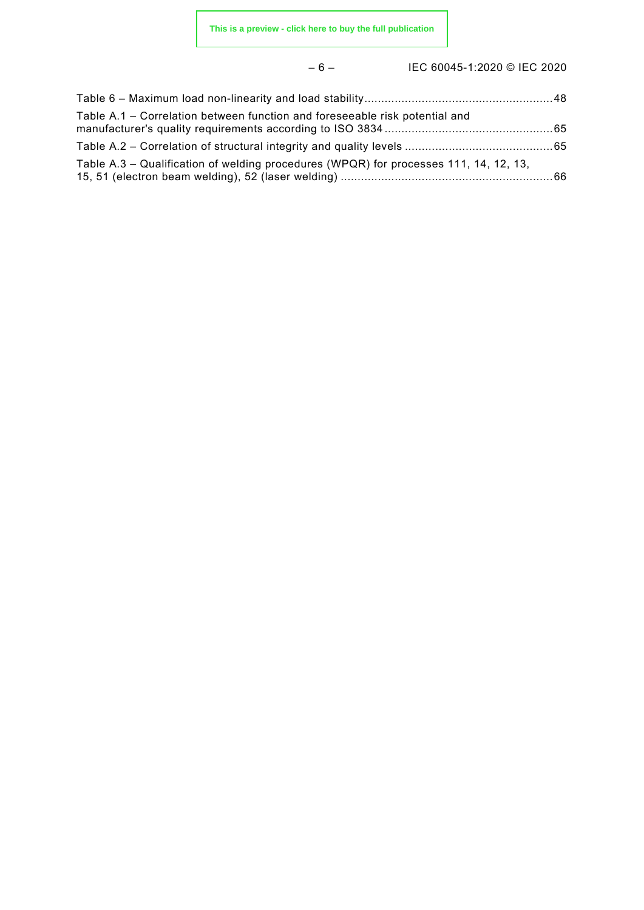Table 6 – Maximum load non-linearity and load stability ........................................................ 48

Table A.1 – Correlation between function and foreseeable risk potential and manufacturer's quality requirements according to ISO 3834 .................................................. 65

Table A.2 – Correlation of structural integrity and quality levels ............................................ 65

Table A.3 – Qualification of welding procedures (WPQR) for processes 111, 14, 12, 13, 15, 51 (electron beam welding), 52 (laser welding) ............................................................... 66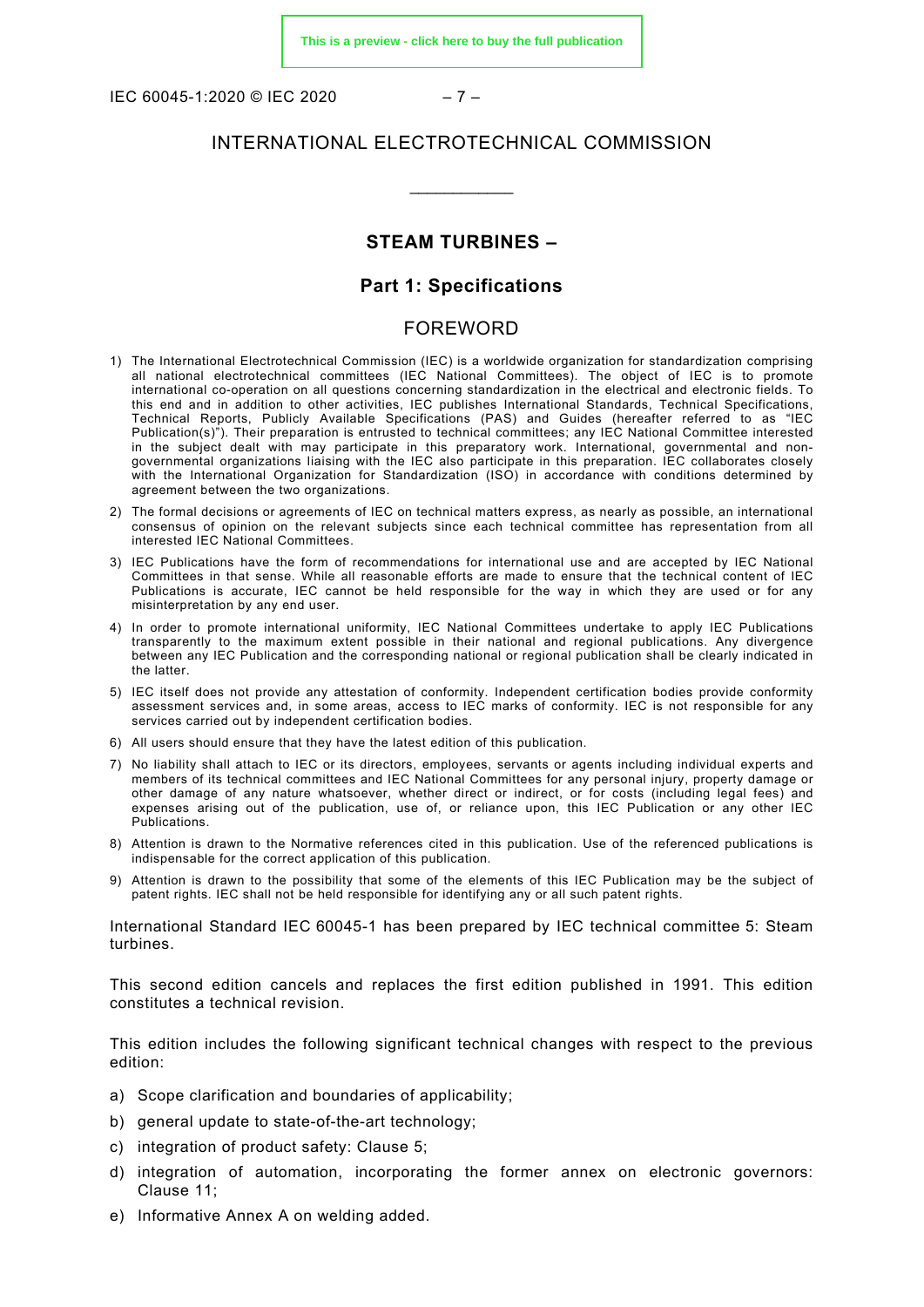# INTERNATIONAL ELECTROTECHNICAL COMMISSION

___________

## STEAM TURBINES –

## Part 1: Specifications

## FOREWORD

1) The International Electrotechnical Commission (IEC) is a worldwide organization for standardization comprising all national electrotechnical committees (IEC National Committees). The object of IEC is to promote international co-operation on all questions concerning standardization in the electrical and electronic fields. To this end and in addition to other activities, IEC publishes International Standards, Technical Specifications, Technical Reports, Publicly Available Specifications (PAS) and Guides (hereafter referred to as "IEC Publication(s)"). Their preparation is entrusted to technical committees; any IEC National Committee interested in the subject dealt with may participate in this preparatory work. International, governmental and non-governmental organizations liaising with the IEC also participate in this preparation. IEC collaborates closely with the International Organization for Standardization (ISO) in accordance with conditions determined by agreement between the two organizations.
2) The formal decisions or agreements of IEC on technical matters express, as nearly as possible, an international consensus of opinion on the relevant subjects since each technical committee has representation from all interested IEC National Committees.
3) IEC Publications have the form of recommendations for international use and are accepted by IEC National Committees in that sense. While all reasonable efforts are made to ensure that the technical content of IEC Publications is accurate, IEC cannot be held responsible for the way in which they are used or for any misinterpretation by any end user.
4) In order to promote international uniformity, IEC National Committees undertake to apply IEC Publications transparently to the maximum extent possible in their national and regional publications. Any divergence between any IEC Publication and the corresponding national or regional publication shall be clearly indicated in the latter.
5) IEC itself does not provide any attestation of conformity. Independent certification bodies provide conformity assessment services and, in some areas, access to IEC marks of conformity. IEC is not responsible for any services carried out by independent certification bodies.
6) All users should ensure that they have the latest edition of this publication.
7) No liability shall attach to IEC or its directors, employees, servants or agents including individual experts and members of its technical committees and IEC National Committees for any personal injury, property damage or other damage of any nature whatsoever, whether direct or indirect, or for costs (including legal fees) and expenses arising out of the publication, use of, or reliance upon, this IEC Publication or any other IEC Publications.
8) Attention is drawn to the Normative references cited in this publication. Use of the referenced publications is indispensable for the correct application of this publication.
9) Attention is drawn to the possibility that some of the elements of this IEC Publication may be the subject of patent rights. IEC shall not be held responsible for identifying any or all such patent rights.

International Standard IEC 60045-1 has been prepared by IEC technical committee 5: Steam turbines.

This second edition cancels and replaces the first edition published in 1991. This edition constitutes a technical revision.

This edition includes the following significant technical changes with respect to the previous edition:

a) Scope clarification and boundaries of applicability;
b) general update to state-of-the-art technology;
c) integration of product safety: Clause 5;
d) integration of automation, incorporating the former annex on electronic governors: Clause 11;
e) Informative Annex A on welding added.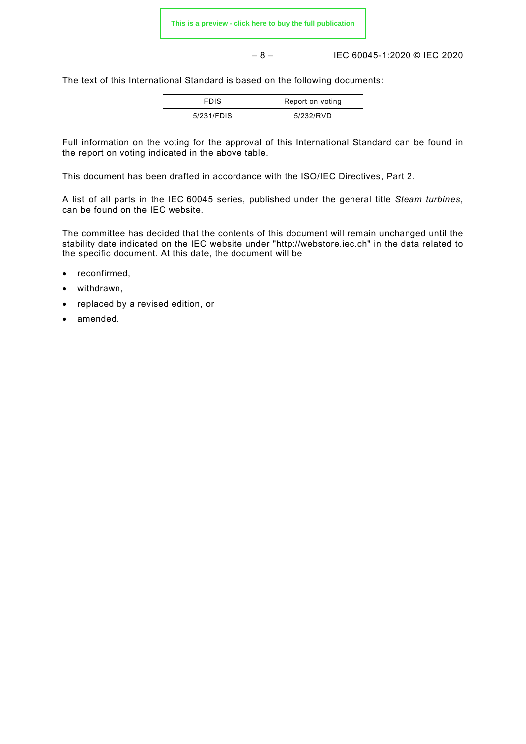The text of this International Standard is based on the following documents:

| FDIS | Report on voting |
|---|---|
| 5/231/FDIS | 5/232/RVD |

Full information on the voting for the approval of this International Standard can be found in the report on voting indicated in the above table.

This document has been drafted in accordance with the ISO/IEC Directives, Part 2.

A list of all parts in the IEC 60045 series, published under the general title *Steam turbines*, can be found on the IEC website.

The committee has decided that the contents of this document will remain unchanged until the stability date indicated on the IEC website under "http://webstore.iec.ch" in the data related to the specific document. At this date, the document will be

- reconfirmed,
- withdrawn,
- replaced by a revised edition, or
- amended.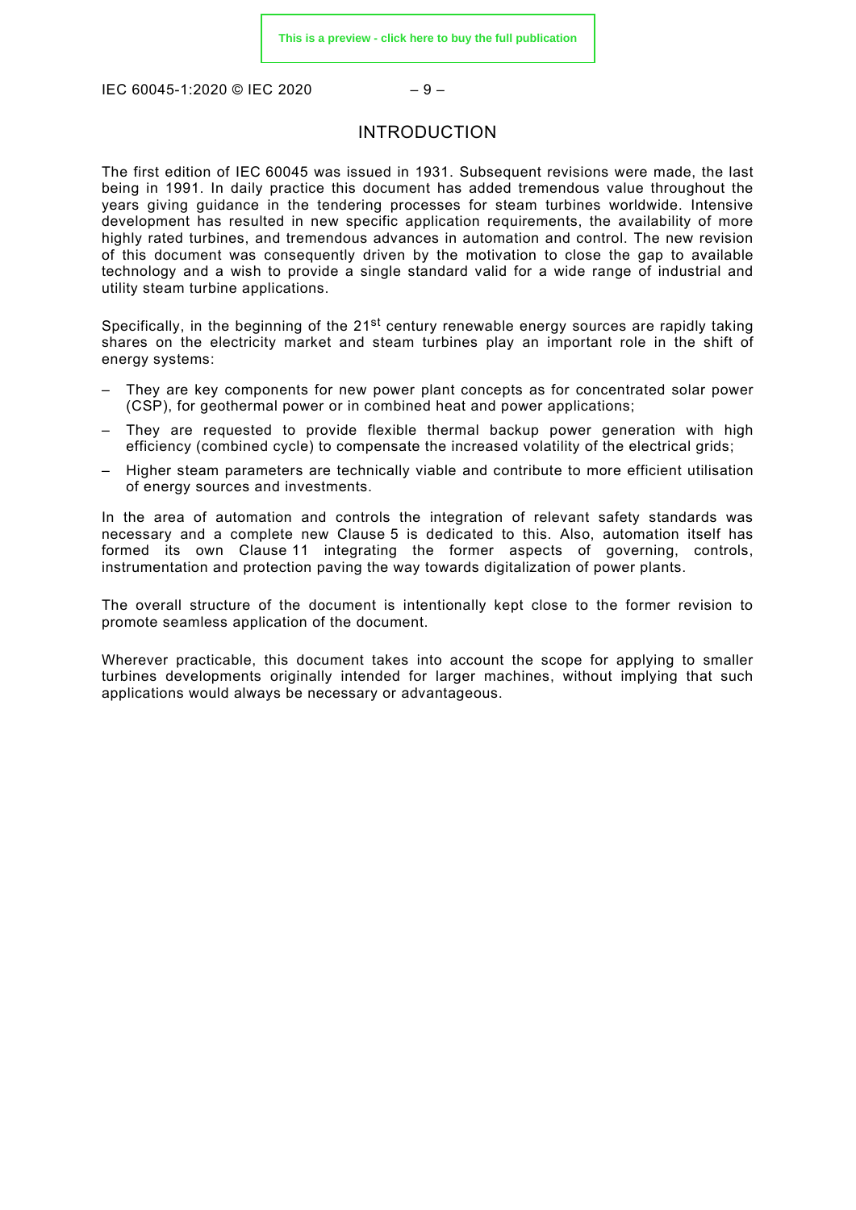# INTRODUCTION

The first edition of IEC 60045 was issued in 1931. Subsequent revisions were made, the last being in 1991. In daily practice this document has added tremendous value throughout the years giving guidance in the tendering processes for steam turbines worldwide. Intensive development has resulted in new specific application requirements, the availability of more highly rated turbines, and tremendous advances in automation and control. The new revision of this document was consequently driven by the motivation to close the gap to available technology and a wish to provide a single standard valid for a wide range of industrial and utility steam turbine applications.

Specifically, in the beginning of the 21st century renewable energy sources are rapidly taking shares on the electricity market and steam turbines play an important role in the shift of energy systems:

- They are key components for new power plant concepts as for concentrated solar power (CSP), for geothermal power or in combined heat and power applications;
- They are requested to provide flexible thermal backup power generation with high efficiency (combined cycle) to compensate the increased volatility of the electrical grids;
- Higher steam parameters are technically viable and contribute to more efficient utilisation of energy sources and investments.

In the area of automation and controls the integration of relevant safety standards was necessary and a complete new Clause 5 is dedicated to this. Also, automation itself has formed its own Clause 11 integrating the former aspects of governing, controls, instrumentation and protection paving the way towards digitalization of power plants.

The overall structure of the document is intentionally kept close to the former revision to promote seamless application of the document.

Wherever practicable, this document takes into account the scope for applying to smaller turbines developments originally intended for larger machines, without implying that such applications would always be necessary or advantageous.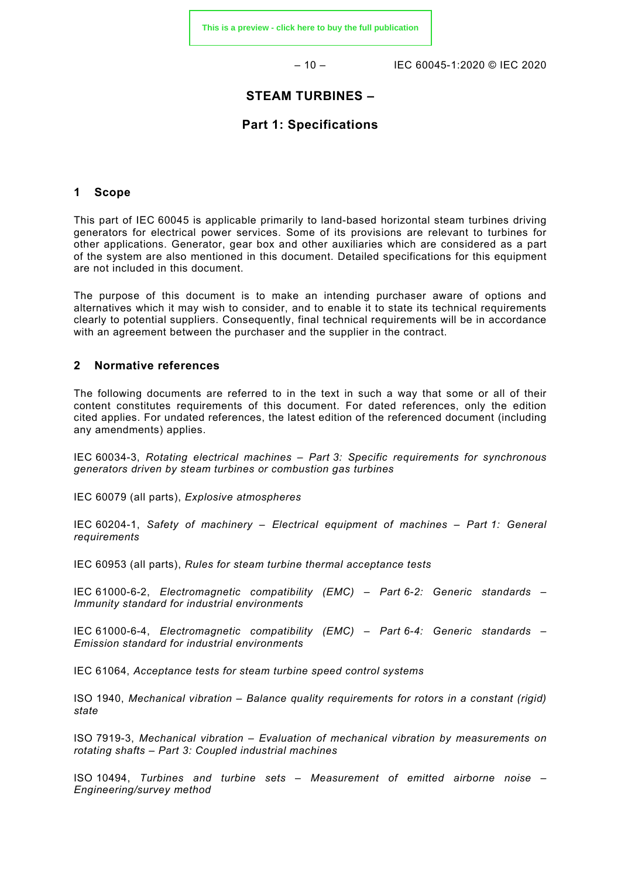# STEAM TURBINES –

## Part 1: Specifications

### 1 Scope

This part of IEC 60045 is applicable primarily to land-based horizontal steam turbines driving generators for electrical power services. Some of its provisions are relevant to turbines for other applications. Generator, gear box and other auxiliaries which are considered as a part of the system are also mentioned in this document. Detailed specifications for this equipment are not included in this document.

The purpose of this document is to make an intending purchaser aware of options and alternatives which it may wish to consider, and to enable it to state its technical requirements clearly to potential suppliers. Consequently, final technical requirements will be in accordance with an agreement between the purchaser and the supplier in the contract.

### 2 Normative references

The following documents are referred to in the text in such a way that some or all of their content constitutes requirements of this document. For dated references, only the edition cited applies. For undated references, the latest edition of the referenced document (including any amendments) applies.

IEC 60034-3, *Rotating electrical machines – Part 3: Specific requirements for synchronous generators driven by steam turbines or combustion gas turbines*

IEC 60079 (all parts), *Explosive atmospheres*

IEC 60204-1, *Safety of machinery – Electrical equipment of machines – Part 1: General requirements*

IEC 60953 (all parts), *Rules for steam turbine thermal acceptance tests*

IEC 61000-6-2, *Electromagnetic compatibility (EMC) – Part 6-2: Generic standards – Immunity standard for industrial environments*

IEC 61000-6-4, *Electromagnetic compatibility (EMC) – Part 6-4: Generic standards – Emission standard for industrial environments*

IEC 61064, *Acceptance tests for steam turbine speed control systems*

ISO 1940, *Mechanical vibration – Balance quality requirements for rotors in a constant (rigid) state*

ISO 7919-3, *Mechanical vibration – Evaluation of mechanical vibration by measurements on rotating shafts – Part 3: Coupled industrial machines*

ISO 10494, *Turbines and turbine sets – Measurement of emitted airborne noise – Engineering/survey method*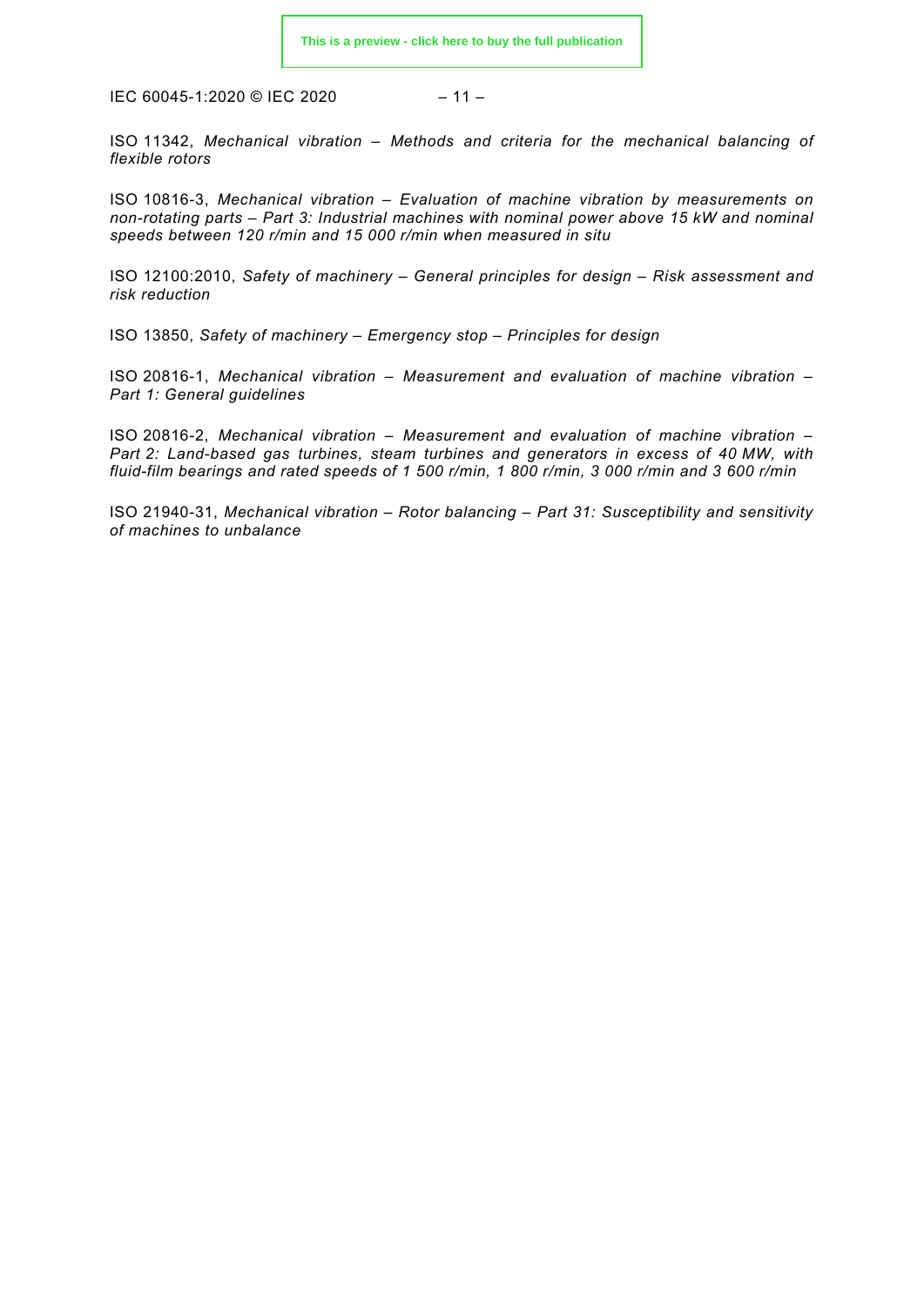ISO 11342, *Mechanical vibration – Methods and criteria for the mechanical balancing of flexible rotors*

ISO 10816-3, *Mechanical vibration – Evaluation of machine vibration by measurements on non-rotating parts – Part 3: Industrial machines with nominal power above 15 kW and nominal speeds between 120 r/min and 15 000 r/min when measured in situ*

ISO 12100:2010, *Safety of machinery – General principles for design – Risk assessment and risk reduction*

ISO 13850, *Safety of machinery – Emergency stop – Principles for design*

ISO 20816-1, *Mechanical vibration – Measurement and evaluation of machine vibration – Part 1: General guidelines*

ISO 20816-2, *Mechanical vibration – Measurement and evaluation of machine vibration – Part 2: Land-based gas turbines, steam turbines and generators in excess of 40 MW, with fluid-film bearings and rated speeds of 1 500 r/min, 1 800 r/min, 3 000 r/min and 3 600 r/min*

ISO 21940-31, *Mechanical vibration – Rotor balancing – Part 31: Susceptibility and sensitivity of machines to unbalance*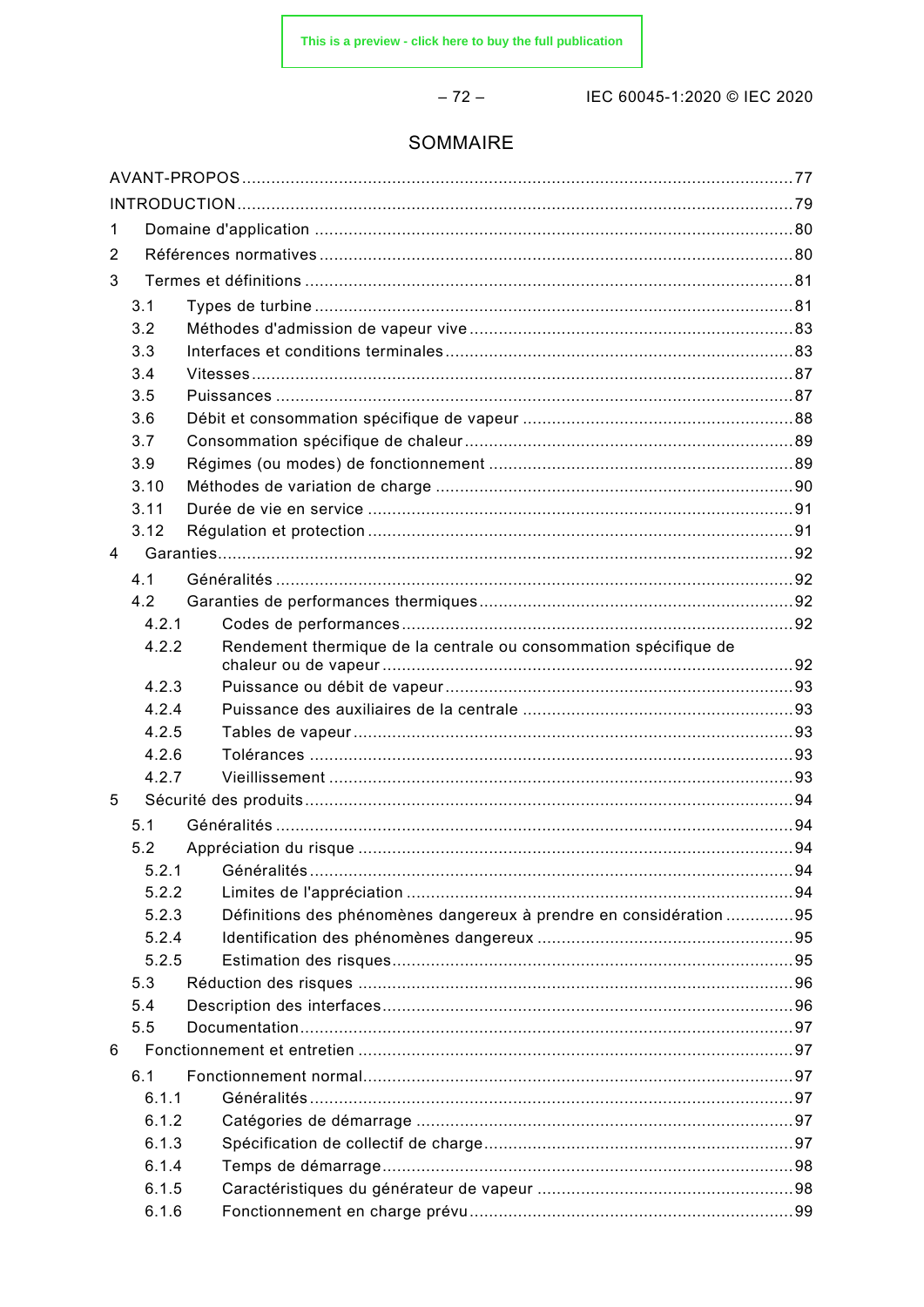# SOMMAIRE

AVANT-PROPOS ... 77
INTRODUCTION ... 79
1 Domaine d'application ... 80
2 Références normatives ... 80
3 Termes et définitions ... 81
- 3.1 Types de turbine ... 81
- 3.2 Méthodes d'admission de vapeur vive ... 83
- 3.3 Interfaces et conditions terminales ... 83
- 3.4 Vitesses ... 87
- 3.5 Puissances ... 87
- 3.6 Débit et consommation spécifique de vapeur ... 88
- 3.7 Consommation spécifique de chaleur ... 89
- 3.9 Régimes (ou modes) de fonctionnement ... 89
- 3.10 Méthodes de variation de charge ... 90
- 3.11 Durée de vie en service ... 91
- 3.12 Régulation et protection ... 91

4 Garanties ... 92
- 4.1 Généralités ... 92
- 4.2 Garanties de performances thermiques ... 92
  - 4.2.1 Codes de performances ... 92
  - 4.2.2 Rendement thermique de la centrale ou consommation spécifique de chaleur ou de vapeur ... 92
  - 4.2.3 Puissance ou débit de vapeur ... 93
  - 4.2.4 Puissance des auxiliaires de la centrale ... 93
  - 4.2.5 Tables de vapeur ... 93
  - 4.2.6 Tolérances ... 93
  - 4.2.7 Vieillissement ... 93

5 Sécurité des produits ... 94
- 5.1 Généralités ... 94
- 5.2 Appréciation du risque ... 94
  - 5.2.1 Généralités ... 94
  - 5.2.2 Limites de l'appréciation ... 94
  - 5.2.3 Définitions des phénomènes dangereux à prendre en considération ... 95
  - 5.2.4 Identification des phénomènes dangereux ... 95
  - 5.2.5 Estimation des risques ... 95
- 5.3 Réduction des risques ... 96
- 5.4 Description des interfaces ... 96
- 5.5 Documentation ... 97

6 Fonctionnement et entretien ... 97
- 6.1 Fonctionnement normal ... 97
  - 6.1.1 Généralités ... 97
  - 6.1.2 Catégories de démarrage ... 97
  - 6.1.3 Spécification de collectif de charge ... 97
  - 6.1.4 Temps de démarrage ... 98
  - 6.1.5 Caractéristiques du générateur de vapeur ... 98
  - 6.1.6 Fonctionnement en charge prévu ... 99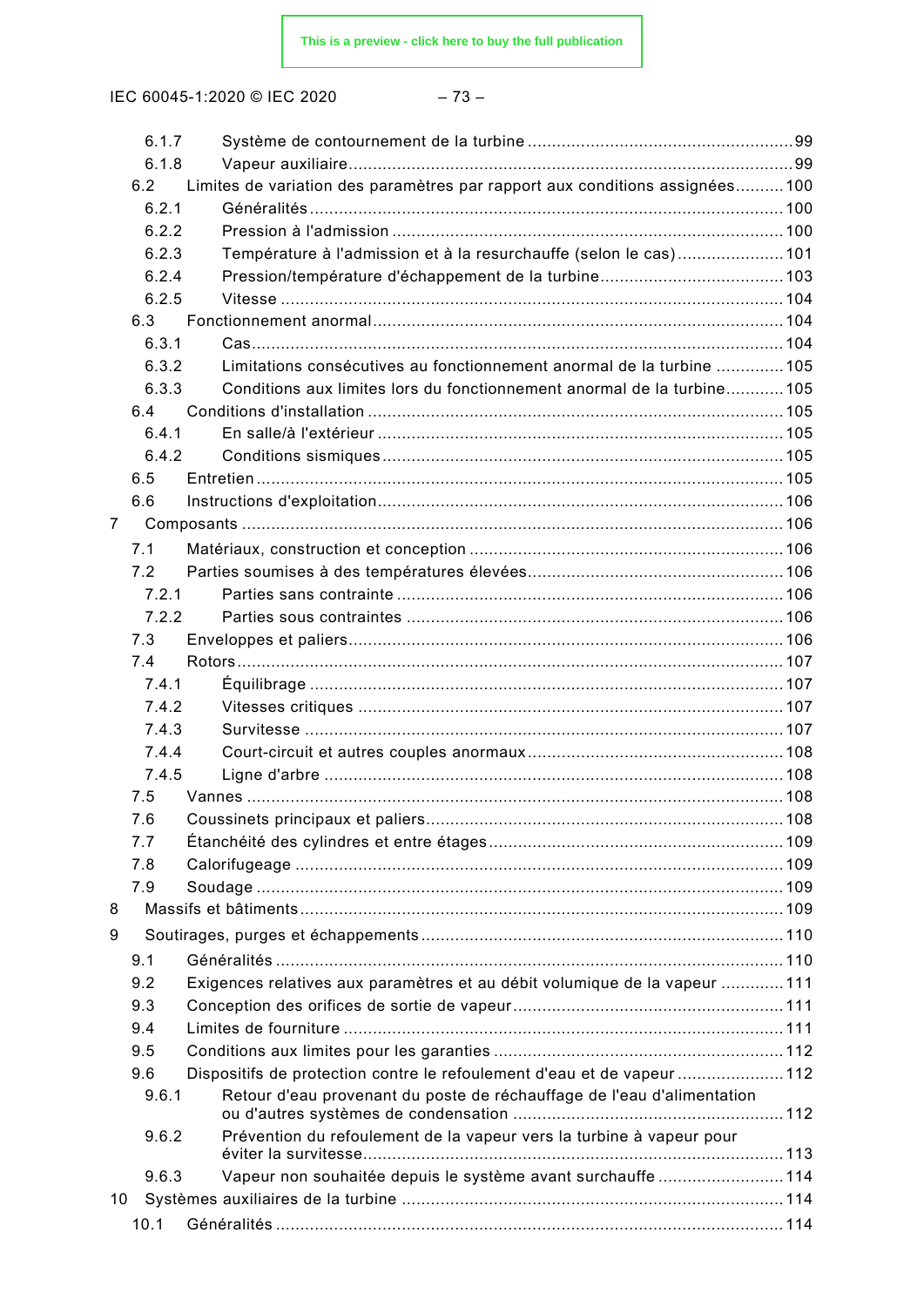6.1.7 Système de contournement de la turbine ....................................................... 99
6.1.8 Vapeur auxiliaire ........................................................................................... 99
6.2 Limites de variation des paramètres par rapport aux conditions assignées .......... 100
6.2.1 Généralités ................................................................................................. 100
6.2.2 Pression à l'admission ................................................................................ 100
6.2.3 Température à l'admission et à la resurchauffe (selon le cas) ...................... 101
6.2.4 Pression/température d'échappement de la turbine ...................................... 103
6.2.5 Vitesse ....................................................................................................... 104
6.3 Fonctionnement anormal .................................................................................... 104
6.3.1 Cas ............................................................................................................. 104
6.3.2 Limitations consécutives au fonctionnement anormal de la turbine .............. 105
6.3.3 Conditions aux limites lors du fonctionnement anormal de la turbine ............ 105
6.4 Conditions d'installation ..................................................................................... 105
6.4.1 En salle/à l'extérieur ................................................................................... 105
6.4.2 Conditions sismiques .................................................................................. 105
6.5 Entretien ........................................................................................................... 105
6.6 Instructions d'exploitation .................................................................................. 106
7 Composants .............................................................................................................. 106
7.1 Matériaux, construction et conception ................................................................ 106
7.2 Parties soumises à des températures élevées .................................................... 106
7.2.1 Parties sans contrainte ............................................................................... 106
7.2.2 Parties sous contraintes ............................................................................. 106
7.3 Enveloppes et paliers ......................................................................................... 106
7.4 Rotors ............................................................................................................... 107
7.4.1 Équilibrage ................................................................................................. 107
7.4.2 Vitesses critiques ....................................................................................... 107
7.4.3 Survitesse .................................................................................................. 107
7.4.4 Court-circuit et autres couples anormaux ..................................................... 108
7.4.5 Ligne d'arbre .............................................................................................. 108
7.5 Vannes .............................................................................................................. 108
7.6 Coussinets principaux et paliers ......................................................................... 108
7.7 Étanchéité des cylindres et entre étages ............................................................ 109
7.8 Calorifugeage .................................................................................................... 109
7.9 Soudage ............................................................................................................ 109
8 Massifs et bâtiments ................................................................................................... 109
9 Soutirages, purges et échappements .......................................................................... 110
9.1 Généralités ........................................................................................................ 110
9.2 Exigences relatives aux paramètres et au débit volumique de la vapeur ............. 111
9.3 Conception des orifices de sortie de vapeur ........................................................ 111
9.4 Limites de fourniture .......................................................................................... 111
9.5 Conditions aux limites pour les garanties ........................................................... 112
9.6 Dispositifs de protection contre le refoulement d'eau et de vapeur ...................... 112
9.6.1 Retour d'eau provenant du poste de réchauffage de l'eau d'alimentation ou d'autres systèmes de condensation ........................................................ 112
9.6.2 Prévention du refoulement de la vapeur vers la turbine à vapeur pour éviter la survitesse ...................................................................................... 113
9.6.3 Vapeur non souhaitée depuis le système avant surchauffe ........................... 114
10 Systèmes auxiliaires de la turbine .............................................................................. 114
10.1 Généralités ........................................................................................................ 114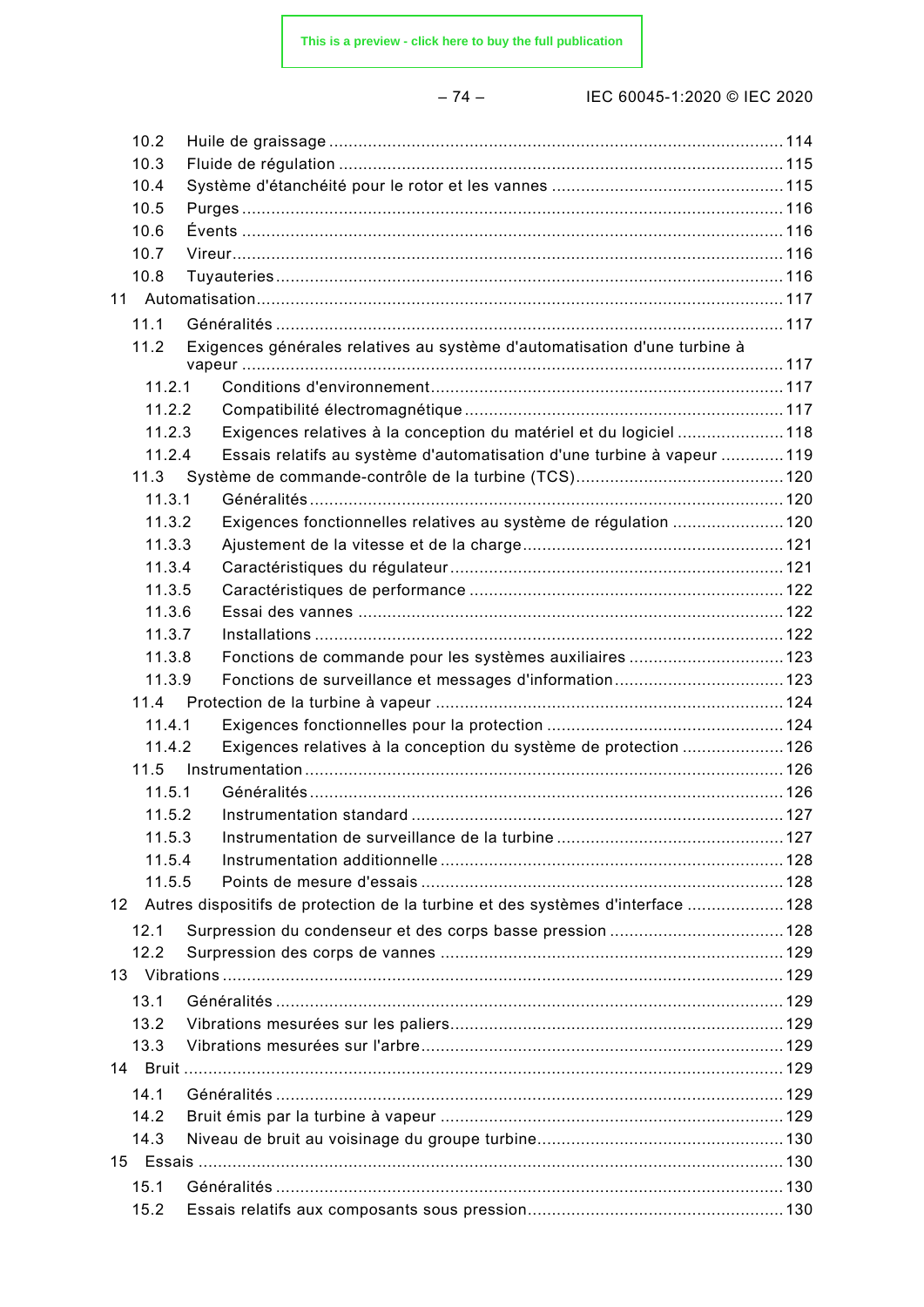10.2 Huile de graissage ..... 114
10.3 Fluide de régulation ..... 115
10.4 Système d'étanchéité pour le rotor et les vannes ..... 115
10.5 Purges ..... 116
10.6 Évents ..... 116
10.7 Vireur ..... 116
10.8 Tuyauteries ..... 116

11 Automatisation ..... 117

11.1 Généralités ..... 117
11.2 Exigences générales relatives au système d'automatisation d'une turbine à vapeur ..... 117
11.2.1 Conditions d'environnement ..... 117
11.2.2 Compatibilité électromagnétique ..... 117
11.2.3 Exigences relatives à la conception du matériel et du logiciel ..... 118
11.2.4 Essais relatifs au système d'automatisation d'une turbine à vapeur ..... 119
11.3 Système de commande-contrôle de la turbine (TCS) ..... 120
11.3.1 Généralités ..... 120
11.3.2 Exigences fonctionnelles relatives au système de régulation ..... 120
11.3.3 Ajustement de la vitesse et de la charge ..... 121
11.3.4 Caractéristiques du régulateur ..... 121
11.3.5 Caractéristiques de performance ..... 122
11.3.6 Essai des vannes ..... 122
11.3.7 Installations ..... 122
11.3.8 Fonctions de commande pour les systèmes auxiliaires ..... 123
11.3.9 Fonctions de surveillance et messages d'information ..... 123
11.4 Protection de la turbine à vapeur ..... 124
11.4.1 Exigences fonctionnelles pour la protection ..... 124
11.4.2 Exigences relatives à la conception du système de protection ..... 126
11.5 Instrumentation ..... 126
11.5.1 Généralités ..... 126
11.5.2 Instrumentation standard ..... 127
11.5.3 Instrumentation de surveillance de la turbine ..... 127
11.5.4 Instrumentation additionnelle ..... 128
11.5.5 Points de mesure d'essais ..... 128

12 Autres dispositifs de protection de la turbine et des systèmes d'interface ..... 128

12.1 Surpression du condenseur et des corps basse pression ..... 128
12.2 Surpression des corps de vannes ..... 129

13 Vibrations ..... 129

13.1 Généralités ..... 129
13.2 Vibrations mesurées sur les paliers ..... 129
13.3 Vibrations mesurées sur l'arbre ..... 129

14 Bruit ..... 129

14.1 Généralités ..... 129
14.2 Bruit émis par la turbine à vapeur ..... 129
14.3 Niveau de bruit au voisinage du groupe turbine ..... 130

15 Essais ..... 130

15.1 Généralités ..... 130
15.2 Essais relatifs aux composants sous pression ..... 130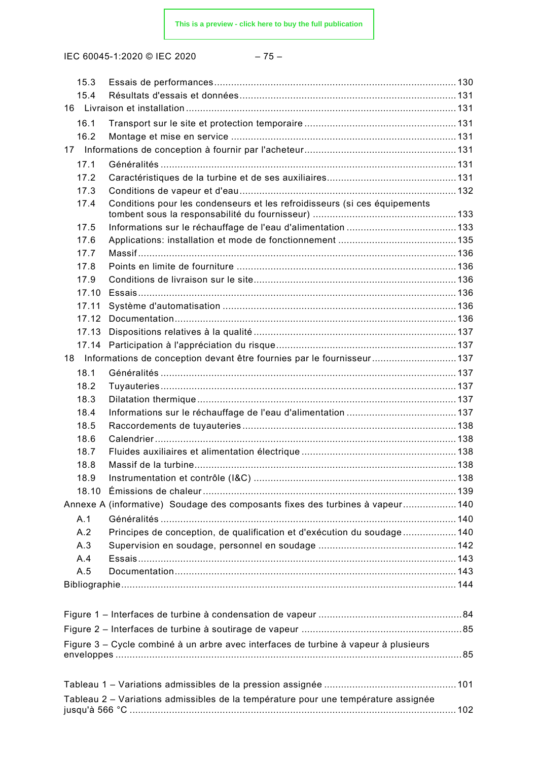15.3 Essais de performances ..................................................................................... 130

15.4 Résultats d'essais et données ............................................................................ 131

16 Livraison et installation ............................................................................................. 131

16.1 Transport sur le site et protection temporaire ..................................................... 131

16.2 Montage et mise en service ............................................................................... 131

17 Informations de conception à fournir par l'acheteur ..................................................... 131

17.1 Généralités ........................................................................................................ 131

17.2 Caractéristiques de la turbine et de ses auxiliaires ............................................. 131

17.3 Conditions de vapeur et d'eau ............................................................................ 132

17.4 Conditions pour les condenseurs et les refroidisseurs (si ces équipements tombent sous la responsabilité du fournisseur) .................................................. 133

17.5 Informations sur le réchauffage de l'eau d'alimentation ....................................... 133

17.6 Applications: installation et mode de fonctionnement .......................................... 135

17.7 Massif ................................................................................................................ 136

17.8 Points en limite de fourniture .............................................................................. 136

17.9 Conditions de livraison sur le site ....................................................................... 136

17.10 Essais ................................................................................................................ 136

17.11 Système d'automatisation ................................................................................. 136

17.12 Documentation .................................................................................................. 136

17.13 Dispositions relatives à la qualité ....................................................................... 137

17.14 Participation à l'appréciation du risque ............................................................... 137

18 Informations de conception devant être fournies par le fournisseur ............................. 137

18.1 Généralités ........................................................................................................ 137

18.2 Tuyauteries ........................................................................................................ 137

18.3 Dilatation thermique ........................................................................................... 137

18.4 Informations sur le réchauffage de l'eau d'alimentation ....................................... 137

18.5 Raccordements de tuyauteries ........................................................................... 138

18.6 Calendrier .......................................................................................................... 138

18.7 Fluides auxiliaires et alimentation électrique ...................................................... 138

18.8 Massif de la turbine ............................................................................................ 138

18.9 Instrumentation et contrôle (I&C) ....................................................................... 138

18.10 Émissions de chaleur ......................................................................................... 139

Annexe A (informative) Soudage des composants fixes des turbines à vapeur ................... 140

A.1 Généralités ........................................................................................................ 140

A.2 Principes de conception, de qualification et d'exécution du soudage ................... 140

A.3 Supervision en soudage, personnel en soudage ................................................. 142

A.4 Essais ................................................................................................................ 143

A.5 Documentation .................................................................................................. 143

Bibliographie ................................................................................................................... 144

Figure 1 – Interfaces de turbine à condensation de vapeur ................................................... 84

Figure 2 – Interfaces de turbine à soutirage de vapeur ......................................................... 85

Figure 3 – Cycle combiné à un arbre avec interfaces de turbine à vapeur à plusieurs enveloppes .......................................................................................................................... 85

Tableau 1 – Variations admissibles de la pression assignée ............................................... 101

Tableau 2 – Variations admissibles de la température pour une température assignée jusqu'à 566 °C .................................................................................................................... 102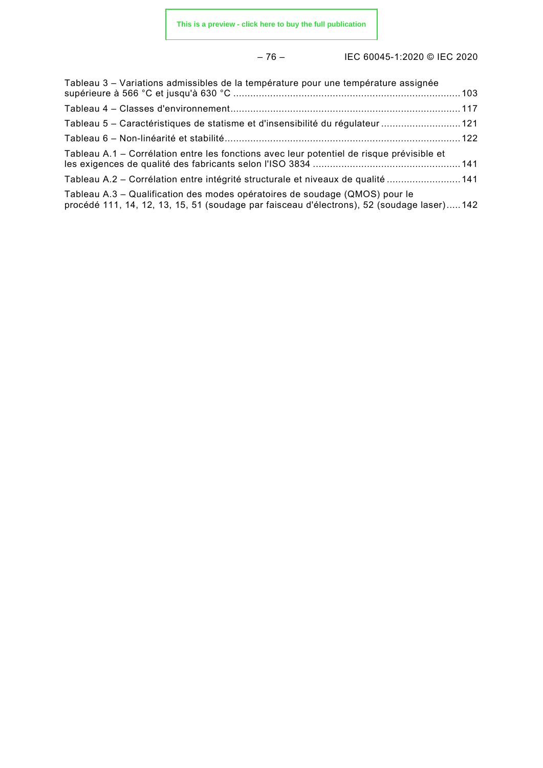Tableau 3 – Variations admissibles de la température pour une température assignée supérieure à 566 °C et jusqu'à 630 °C ....................................................................... 103

Tableau 4 – Classes d'environnement ....................................................................... 117

Tableau 5 – Caractéristiques de statisme et d'insensibilité du régulateur ........................... 121

Tableau 6 – Non-linéarité et stabilité ....................................................................... 122

Tableau A.1 – Corrélation entre les fonctions avec leur potentiel de risque prévisible et les exigences de qualité des fabricants selon l'ISO 3834 .................................................. 141

Tableau A.2 – Corrélation entre intégrité structurale et niveaux de qualité ......................... 141

Tableau A.3 – Qualification des modes opératoires de soudage (QMOS) pour le procédé 111, 14, 12, 13, 15, 51 (soudage par faisceau d'électrons), 52 (soudage laser) ..... 142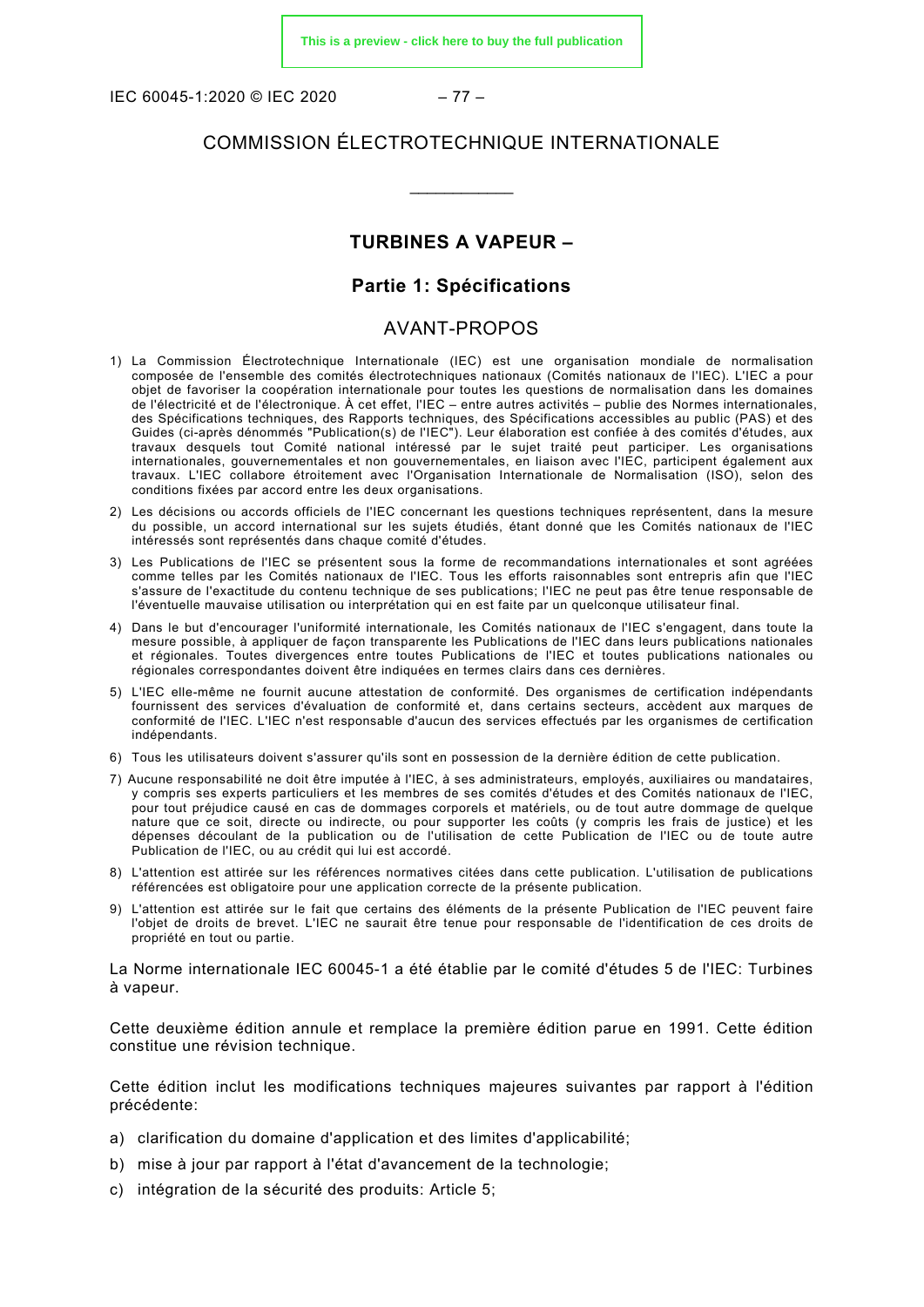# COMMISSION ÉLECTROTECHNIQUE INTERNATIONALE

\_\_\_\_\_\_\_\_\_\_\_\_

## TURBINES A VAPEUR –

## Partie 1: Spécifications

## AVANT-PROPOS

1) La Commission Électrotechnique Internationale (IEC) est une organisation mondiale de normalisation composée de l'ensemble des comités électrotechniques nationaux (Comités nationaux de l'IEC). L'IEC a pour objet de favoriser la coopération internationale pour toutes les questions de normalisation dans les domaines de l'électricité et de l'électronique. À cet effet, l'IEC – entre autres activités – publie des Normes internationales, des Spécifications techniques, des Rapports techniques, des Spécifications accessibles au public (PAS) et des Guides (ci-après dénommés "Publication(s) de l'IEC"). Leur élaboration est confiée à des comités d'études, aux travaux desquels tout Comité national intéressé par le sujet traité peut participer. Les organisations internationales, gouvernementales et non gouvernementales, en liaison avec l'IEC, participent également aux travaux. L'IEC collabore étroitement avec l'Organisation Internationale de Normalisation (ISO), selon des conditions fixées par accord entre les deux organisations.
2) Les décisions ou accords officiels de l'IEC concernant les questions techniques représentent, dans la mesure du possible, un accord international sur les sujets étudiés, étant donné que les Comités nationaux de l'IEC intéressés sont représentés dans chaque comité d'études.
3) Les Publications de l'IEC se présentent sous la forme de recommandations internationales et sont agréées comme telles par les Comités nationaux de l'IEC. Tous les efforts raisonnables sont entrepris afin que l'IEC s'assure de l'exactitude du contenu technique de ses publications; l'IEC ne peut pas être tenue responsable de l'éventuelle mauvaise utilisation ou interprétation qui en est faite par un quelconque utilisateur final.
4) Dans le but d'encourager l'uniformité internationale, les Comités nationaux de l'IEC s'engagent, dans toute la mesure possible, à appliquer de façon transparente les Publications de l'IEC dans leurs publications nationales et régionales. Toutes divergences entre toutes Publications de l'IEC et toutes publications nationales ou régionales correspondantes doivent être indiquées en termes clairs dans ces dernières.
5) L'IEC elle-même ne fournit aucune attestation de conformité. Des organismes de certification indépendants fournissent des services d'évaluation de conformité et, dans certains secteurs, accèdent aux marques de conformité de l'IEC. L'IEC n'est responsable d'aucun des services effectués par les organismes de certification indépendants.
6) Tous les utilisateurs doivent s'assurer qu'ils sont en possession de la dernière édition de cette publication.
7) Aucune responsabilité ne doit être imputée à l'IEC, à ses administrateurs, employés, auxiliaires ou mandataires, y compris ses experts particuliers et les membres de ses comités d'études et des Comités nationaux de l'IEC, pour tout préjudice causé en cas de dommages corporels et matériels, ou de tout autre dommage de quelque nature que ce soit, directe ou indirecte, ou pour supporter les coûts (y compris les frais de justice) et les dépenses découlant de la publication ou de l'utilisation de cette Publication de l'IEC ou de toute autre Publication de l'IEC, ou au crédit qui lui est accordé.
8) L'attention est attirée sur les références normatives citées dans cette publication. L'utilisation de publications référencées est obligatoire pour une application correcte de la présente publication.
9) L'attention est attirée sur le fait que certains des éléments de la présente Publication de l'IEC peuvent faire l'objet de droits de brevet. L'IEC ne saurait être tenue pour responsable de l'identification de ces droits de propriété en tout ou partie.

La Norme internationale IEC 60045-1 a été établie par le comité d'études 5 de l'IEC: Turbines à vapeur.

Cette deuxième édition annule et remplace la première édition parue en 1991. Cette édition constitue une révision technique.

Cette édition inclut les modifications techniques majeures suivantes par rapport à l'édition précédente:

a) clarification du domaine d'application et des limites d'applicabilité;
b) mise à jour par rapport à l'état d'avancement de la technologie;
c) intégration de la sécurité des produits: Article 5;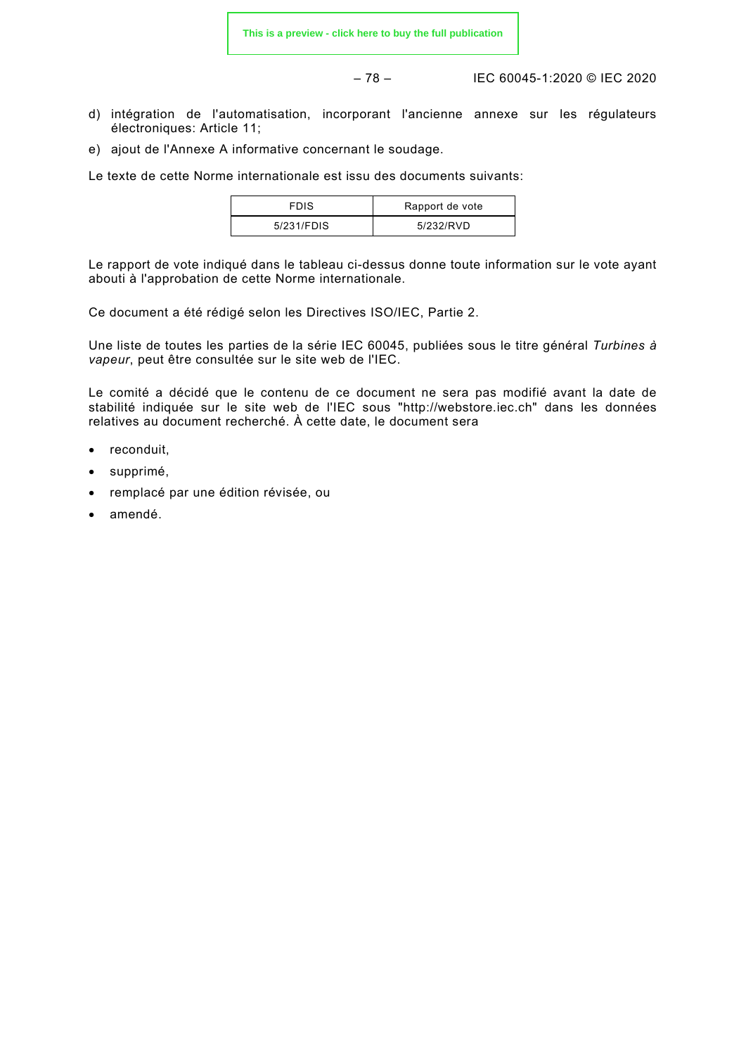d) intégration de l'automatisation, incorporant l'ancienne annexe sur les régulateurs électroniques: Article 11;
e) ajout de l'Annexe A informative concernant le soudage.

Le texte de cette Norme internationale est issu des documents suivants:

| FDIS | Rapport de vote |
|---|---|
| 5/231/FDIS | 5/232/RVD |

Le rapport de vote indiqué dans le tableau ci-dessus donne toute information sur le vote ayant abouti à l'approbation de cette Norme internationale.

Ce document a été rédigé selon les Directives ISO/IEC, Partie 2.

Une liste de toutes les parties de la série IEC 60045, publiées sous le titre général *Turbines à vapeur*, peut être consultée sur le site web de l'IEC.

Le comité a décidé que le contenu de ce document ne sera pas modifié avant la date de stabilité indiquée sur le site web de l'IEC sous "http://webstore.iec.ch" dans les données relatives au document recherché. À cette date, le document sera

- reconduit,
- supprimé,
- remplacé par une édition révisée, ou
- amendé.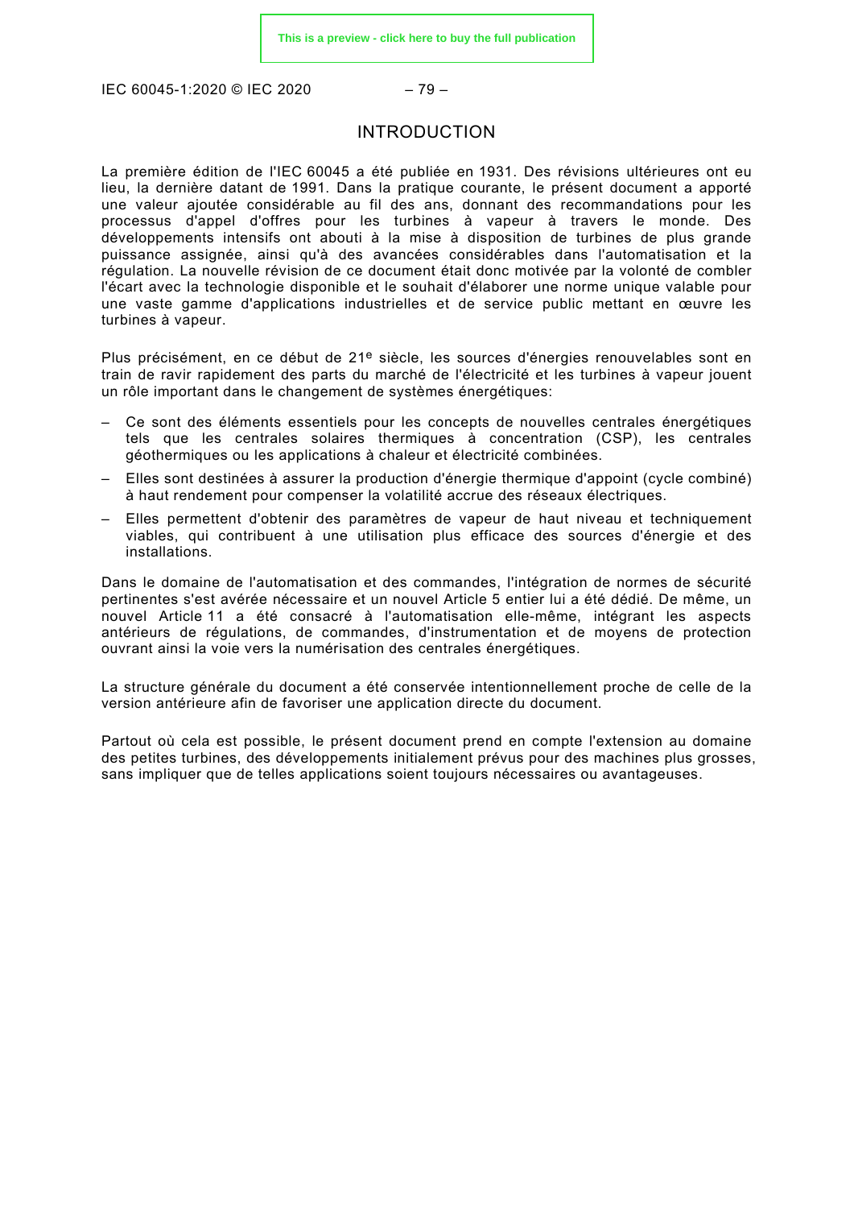# INTRODUCTION

La première édition de l'IEC 60045 a été publiée en 1931. Des révisions ultérieures ont eu lieu, la dernière datant de 1991. Dans la pratique courante, le présent document a apporté une valeur ajoutée considérable au fil des ans, donnant des recommandations pour les processus d'appel d'offres pour les turbines à vapeur à travers le monde. Des développements intensifs ont abouti à la mise à disposition de turbines de plus grande puissance assignée, ainsi qu'à des avancées considérables dans l'automatisation et la régulation. La nouvelle révision de ce document était donc motivée par la volonté de combler l'écart avec la technologie disponible et le souhait d'élaborer une norme unique valable pour une vaste gamme d'applications industrielles et de service public mettant en œuvre les turbines à vapeur.

Plus précisément, en ce début de 21e siècle, les sources d'énergies renouvelables sont en train de ravir rapidement des parts du marché de l'électricité et les turbines à vapeur jouent un rôle important dans le changement de systèmes énergétiques:

- Ce sont des éléments essentiels pour les concepts de nouvelles centrales énergétiques tels que les centrales solaires thermiques à concentration (CSP), les centrales géothermiques ou les applications à chaleur et électricité combinées.
- Elles sont destinées à assurer la production d'énergie thermique d'appoint (cycle combiné) à haut rendement pour compenser la volatilité accrue des réseaux électriques.
- Elles permettent d'obtenir des paramètres de vapeur de haut niveau et techniquement viables, qui contribuent à une utilisation plus efficace des sources d'énergie et des installations.

Dans le domaine de l'automatisation et des commandes, l'intégration de normes de sécurité pertinentes s'est avérée nécessaire et un nouvel Article 5 entier lui a été dédié. De même, un nouvel Article 11 a été consacré à l'automatisation elle-même, intégrant les aspects antérieurs de régulations, de commandes, d'instrumentation et de moyens de protection ouvrant ainsi la voie vers la numérisation des centrales énergétiques.

La structure générale du document a été conservée intentionnellement proche de celle de la version antérieure afin de favoriser une application directe du document.

Partout où cela est possible, le présent document prend en compte l'extension au domaine des petites turbines, des développements initialement prévus pour des machines plus grosses, sans impliquer que de telles applications soient toujours nécessaires ou avantageuses.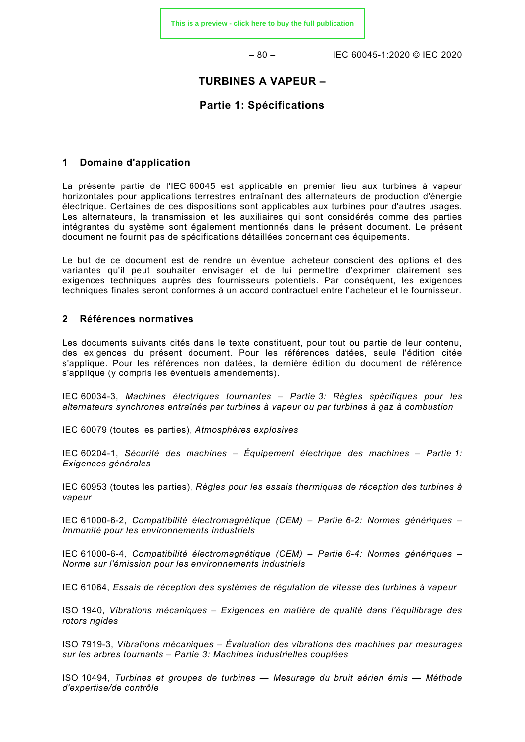# TURBINES A VAPEUR –

## Partie 1: Spécifications

## 1 Domaine d'application

La présente partie de l'IEC 60045 est applicable en premier lieu aux turbines à vapeur horizontales pour applications terrestres entraînant des alternateurs de production d'énergie électrique. Certaines de ces dispositions sont applicables aux turbines pour d'autres usages. Les alternateurs, la transmission et les auxiliaires qui sont considérés comme des parties intégrantes du système sont également mentionnés dans le présent document. Le présent document ne fournit pas de spécifications détaillées concernant ces équipements.

Le but de ce document est de rendre un éventuel acheteur conscient des options et des variantes qu'il peut souhaiter envisager et de lui permettre d'exprimer clairement ses exigences techniques auprès des fournisseurs potentiels. Par conséquent, les exigences techniques finales seront conformes à un accord contractuel entre l'acheteur et le fournisseur.

## 2 Références normatives

Les documents suivants cités dans le texte constituent, pour tout ou partie de leur contenu, des exigences du présent document. Pour les références datées, seule l'édition citée s'applique. Pour les références non datées, la dernière édition du document de référence s'applique (y compris les éventuels amendements).

IEC 60034-3, *Machines électriques tournantes – Partie 3: Règles spécifiques pour les alternateurs synchrones entraînés par turbines à vapeur ou par turbines à gaz à combustion*

IEC 60079 (toutes les parties), *Atmosphères explosives*

IEC 60204-1, *Sécurité des machines – Équipement électrique des machines – Partie 1: Exigences générales*

IEC 60953 (toutes les parties), *Règles pour les essais thermiques de réception des turbines à vapeur*

IEC 61000-6-2, *Compatibilité électromagnétique (CEM) – Partie 6-2: Normes génériques – Immunité pour les environnements industriels*

IEC 61000-6-4, *Compatibilité électromagnétique (CEM) – Partie 6-4: Normes génériques – Norme sur l'émission pour les environnements industriels*

IEC 61064, *Essais de réception des systèmes de régulation de vitesse des turbines à vapeur*

ISO 1940, *Vibrations mécaniques – Exigences en matière de qualité dans l'équilibrage des rotors rigides*

ISO 7919-3, *Vibrations mécaniques – Évaluation des vibrations des machines par mesurages sur les arbres tournants – Partie 3: Machines industrielles couplées*

ISO 10494, *Turbines et groupes de turbines — Mesurage du bruit aérien émis — Méthode d'expertise/de contrôle*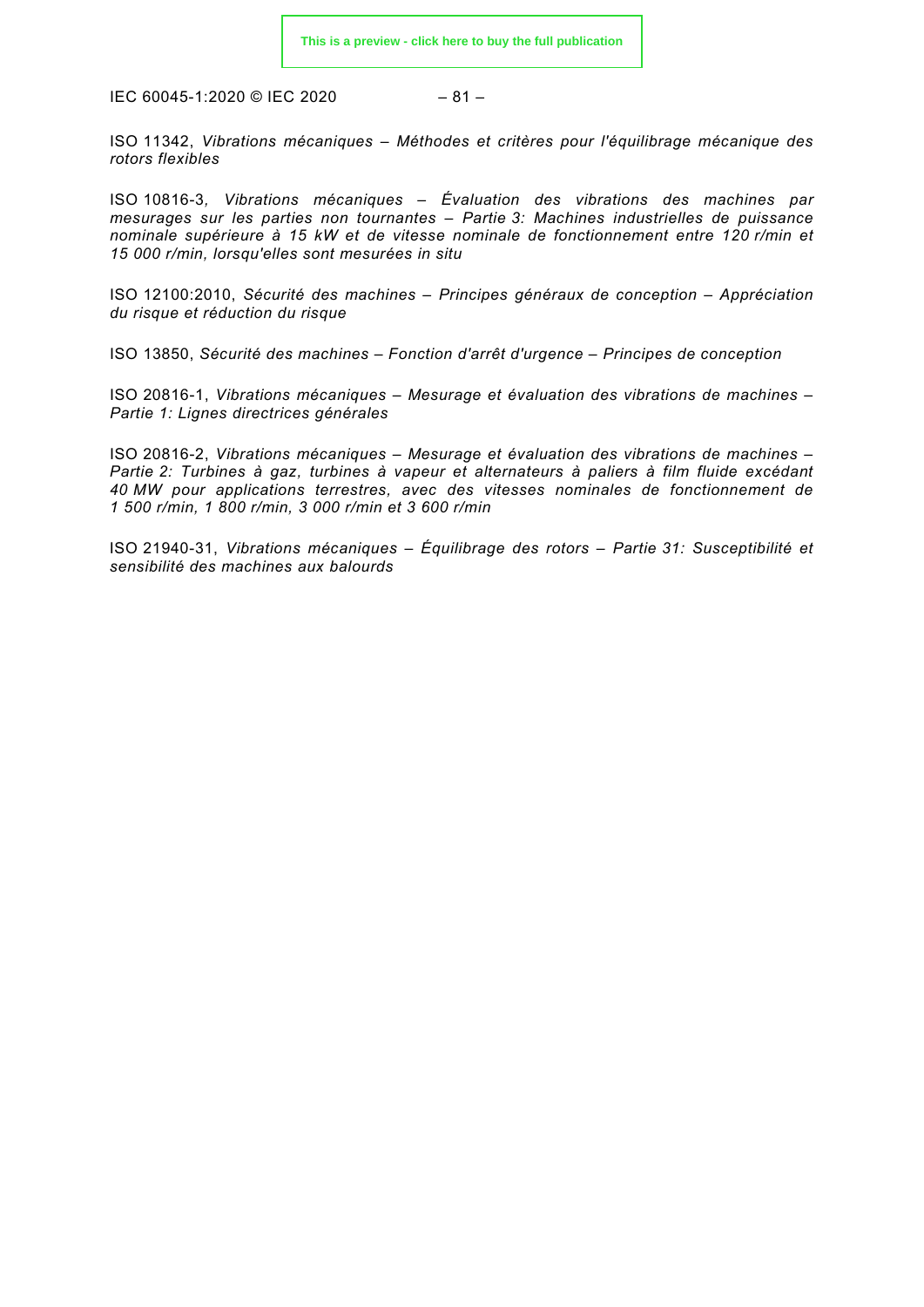ISO 11342, *Vibrations mécaniques – Méthodes et critères pour l'équilibrage mécanique des rotors flexibles*

ISO 10816-3, *Vibrations mécaniques – Évaluation des vibrations des machines par mesurages sur les parties non tournantes – Partie 3: Machines industrielles de puissance nominale supérieure à 15 kW et de vitesse nominale de fonctionnement entre 120 r/min et 15 000 r/min, lorsqu'elles sont mesurées in situ*

ISO 12100:2010, *Sécurité des machines – Principes généraux de conception – Appréciation du risque et réduction du risque*

ISO 13850, *Sécurité des machines – Fonction d'arrêt d'urgence – Principes de conception*

ISO 20816-1, *Vibrations mécaniques – Mesurage et évaluation des vibrations de machines – Partie 1: Lignes directrices générales*

ISO 20816-2, *Vibrations mécaniques – Mesurage et évaluation des vibrations de machines – Partie 2: Turbines à gaz, turbines à vapeur et alternateurs à paliers à film fluide excédant 40 MW pour applications terrestres, avec des vitesses nominales de fonctionnement de 1 500 r/min, 1 800 r/min, 3 000 r/min et 3 600 r/min*

ISO 21940-31, *Vibrations mécaniques – Équilibrage des rotors – Partie 31: Susceptibilité et sensibilité des machines aux balourds*